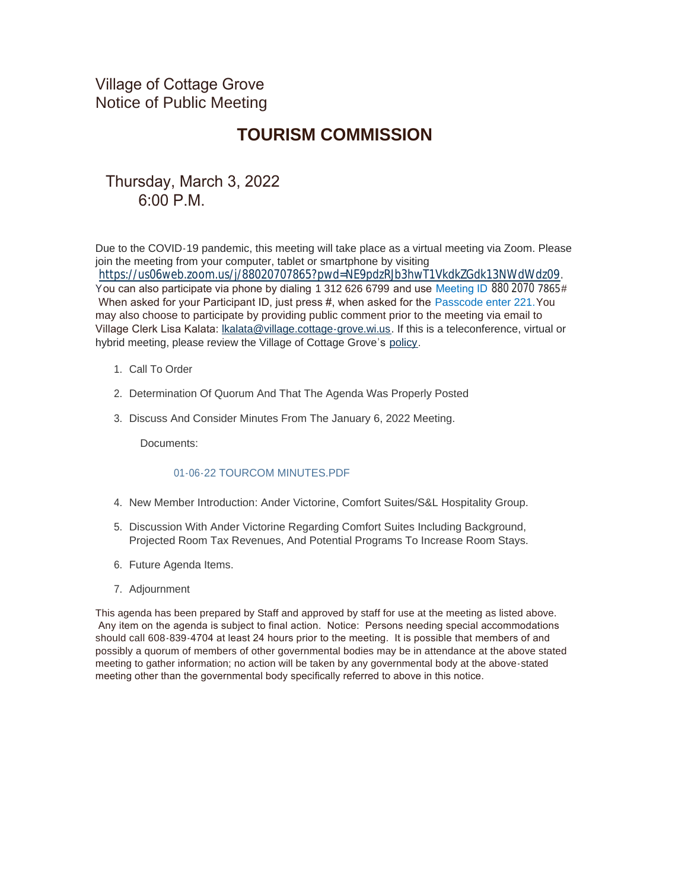Village of Cottage Grove
Notice of Public Meeting

# TOURISM COMMISSION

Thursday, March 3, 2022
6:00 P.M.

Due to the COVID-19 pandemic, this meeting will take place as a virtual meeting via Zoom. Please join the meeting from your computer, tablet or smartphone by visiting https://us06web.zoom.us/j/88020707865?pwd=NE9pdzRJb3hwT1VkdkZGdk13NWdWdz09. You can also participate via phone by dialing 1 312 626 6799 and use Meeting ID 880 2070 7865# When asked for your Participant ID, just press #, when asked for the Passcode enter 221. You may also choose to participate by providing public comment prior to the meeting via email to Village Clerk Lisa Kalata: lkalata@village.cottage-grove.wi.us. If this is a teleconference, virtual or hybrid meeting, please review the Village of Cottage Grove's policy.

1. Call To Order
2. Determination Of Quorum And That The Agenda Was Properly Posted
3. Discuss And Consider Minutes From The January 6, 2022 Meeting.

   Documents:

   01-06-22 TOURCOM MINUTES.PDF

4. New Member Introduction: Ander Victorine, Comfort Suites/S&L Hospitality Group.
5. Discussion With Ander Victorine Regarding Comfort Suites Including Background, Projected Room Tax Revenues, And Potential Programs To Increase Room Stays.
6. Future Agenda Items.
7. Adjournment

This agenda has been prepared by Staff and approved by staff for use at the meeting as listed above. Any item on the agenda is subject to final action. Notice: Persons needing special accommodations should call 608-839-4704 at least 24 hours prior to the meeting. It is possible that members of and possibly a quorum of members of other governmental bodies may be in attendance at the above stated meeting to gather information; no action will be taken by any governmental body at the above-stated meeting other than the governmental body specifically referred to above in this notice.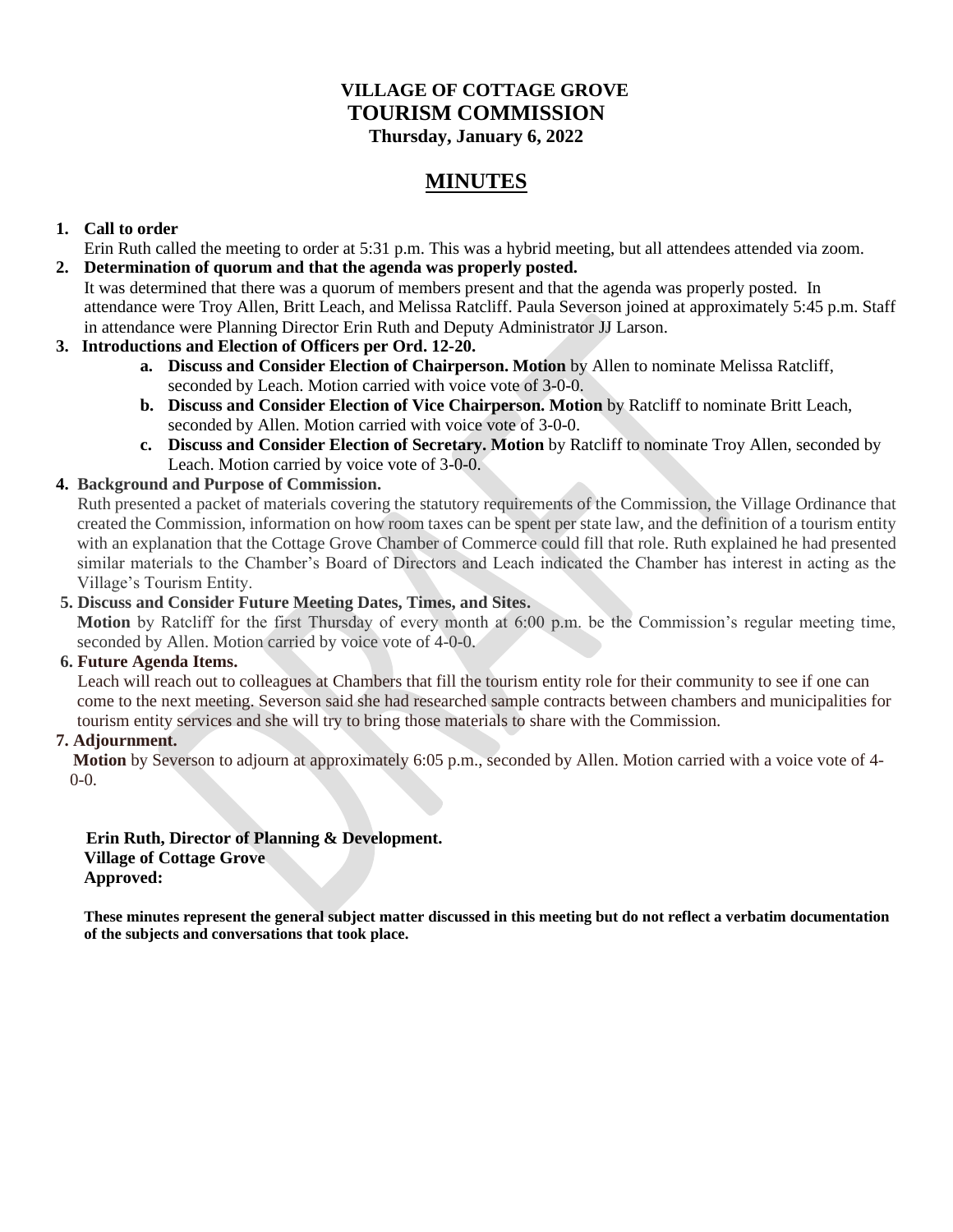# VILLAGE OF COTTAGE GROVE
## TOURISM COMMISSION
### Thursday, January 6, 2022

## MINUTES

1. **Call to order**
   Erin Ruth called the meeting to order at 5:31 p.m. This was a hybrid meeting, but all attendees attended via zoom.
2. **Determination of quorum and that the agenda was properly posted.**
   It was determined that there was a quorum of members present and that the agenda was properly posted. In attendance were Troy Allen, Britt Leach, and Melissa Ratcliff. Paula Severson joined at approximately 5:45 p.m. Staff in attendance were Planning Director Erin Ruth and Deputy Administrator JJ Larson.
3. **Introductions and Election of Officers per Ord. 12-20.**
   a. **Discuss and Consider Election of Chairperson. Motion** by Allen to nominate Melissa Ratcliff, seconded by Leach. Motion carried with voice vote of 3-0-0.
   b. **Discuss and Consider Election of Vice Chairperson. Motion** by Ratcliff to nominate Britt Leach, seconded by Allen. Motion carried with voice vote of 3-0-0.
   c. **Discuss and Consider Election of Secretary. Motion** by Ratcliff to nominate Troy Allen, seconded by Leach. Motion carried by voice vote of 3-0-0.
4. **Background and Purpose of Commission.**
   Ruth presented a packet of materials covering the statutory requirements of the Commission, the Village Ordinance that created the Commission, information on how room taxes can be spent per state law, and the definition of a tourism entity with an explanation that the Cottage Grove Chamber of Commerce could fill that role. Ruth explained he had presented similar materials to the Chamber's Board of Directors and Leach indicated the Chamber has interest in acting as the Village's Tourism Entity.
5. **Discuss and Consider Future Meeting Dates, Times, and Sites.**
   **Motion** by Ratcliff for the first Thursday of every month at 6:00 p.m. be the Commission's regular meeting time, seconded by Allen. Motion carried by voice vote of 4-0-0.
6. **Future Agenda Items.**
   Leach will reach out to colleagues at Chambers that fill the tourism entity role for their community to see if one can come to the next meeting. Severson said she had researched sample contracts between chambers and municipalities for tourism entity services and she will try to bring those materials to share with the Commission.
7. **Adjournment.**
   **Motion** by Severson to adjourn at approximately 6:05 p.m., seconded by Allen. Motion carried with a voice vote of 4-0-0.

**Erin Ruth, Director of Planning & Development.**
**Village of Cottage Grove**
**Approved:**

**These minutes represent the general subject matter discussed in this meeting but do not reflect a verbatim documentation of the subjects and conversations that took place.**